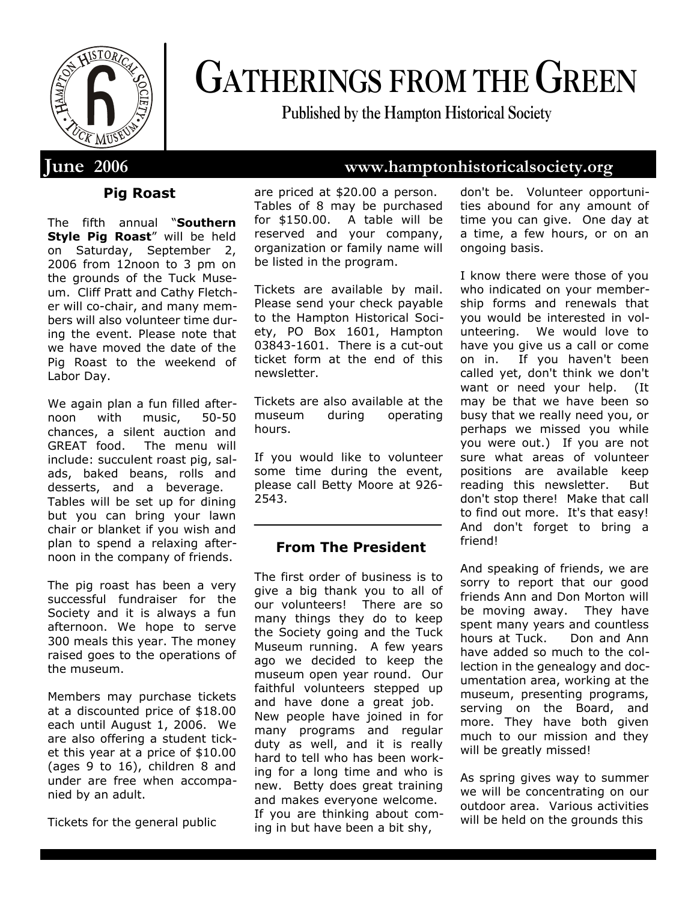# GATHERINGS FROM THE GREEN

**Published by the Hampton Historical Society**

**June 2006** **www.hamptonhistoricalsociety.org**

## Pig Roast

The fifth annual "**Southern Style Pig Roast**" will be held on Saturday, September 2, 2006 from 12noon to 3 pm on the grounds of the Tuck Museum. Cliff Pratt and Cathy Fletcher will co-chair, and many members will also volunteer time during the event. Please note that we have moved the date of the Pig Roast to the weekend of Labor Day.

We again plan a fun filled afternoon with music, 50-50 chances, a silent auction and GREAT food. The menu will include: succulent roast pig, salads, baked beans, rolls and desserts, and a beverage. Tables will be set up for dining but you can bring your lawn chair or blanket if you wish and plan to spend a relaxing afternoon in the company of friends.

The pig roast has been a very successful fundraiser for the Society and it is always a fun afternoon. We hope to serve 300 meals this year. The money raised goes to the operations of the museum.

Members may purchase tickets at a discounted price of $18.00 each until August 1, 2006. We are also offering a student ticket this year at a price of $10.00 (ages 9 to 16), children 8 and under are free when accompanied by an adult.

Tickets for the general public are priced at $20.00 a person. Tables of 8 may be purchased for $150.00. A table will be reserved and your company, organization or family name will be listed in the program.

Tickets are available by mail. Please send your check payable to the Hampton Historical Society, PO Box 1601, Hampton 03843-1601. There is a cut-out ticket form at the end of this newsletter.

Tickets are also available at the museum during operating hours.

If you would like to volunteer some time during the event, please call Betty Moore at 926-2543.

## From The President

The first order of business is to give a big thank you to all of our volunteers! There are so many things they do to keep the Society going and the Tuck Museum running. A few years ago we decided to keep the museum open year round. Our faithful volunteers stepped up and have done a great job. New people have joined in for many programs and regular duty as well, and it is really hard to tell who has been working for a long time and who is new. Betty does great training and makes everyone welcome. If you are thinking about coming in but have been a bit shy, don't be. Volunteer opportunities abound for any amount of time you can give. One day at a time, a few hours, or on an ongoing basis.

I know there were those of you who indicated on your membership forms and renewals that you would be interested in volunteering. We would love to have you give us a call or come on in. If you haven't been called yet, don't think we don't want or need your help. (It may be that we have been so busy that we really need you, or perhaps we missed you while you were out.) If you are not sure what areas of volunteer positions are available keep reading this newsletter. But don't stop there! Make that call to find out more. It's that easy! And don't forget to bring a friend!

And speaking of friends, we are sorry to report that our good friends Ann and Don Morton will be moving away. They have spent many years and countless hours at Tuck. Don and Ann have added so much to the collection in the genealogy and documentation area, working at the museum, presenting programs, serving on the Board, and more. They have both given much to our mission and they will be greatly missed!

As spring gives way to summer we will be concentrating on our outdoor area. Various activities will be held on the grounds this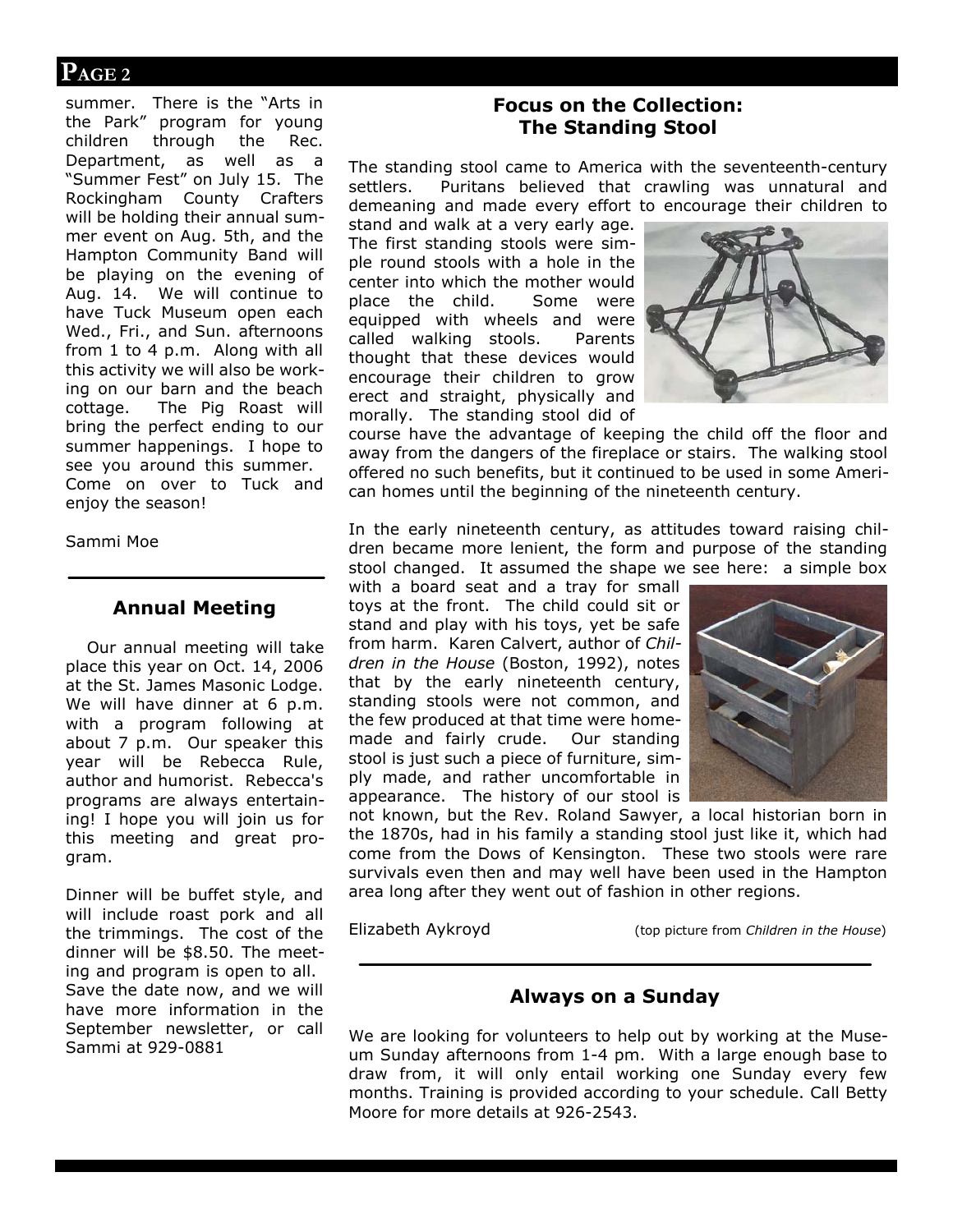summer. There is the "Arts in the Park" program for young children through the Rec. Department, as well as a "Summer Fest" on July 15. The Rockingham County Crafters will be holding their annual summer event on Aug. 5th, and the Hampton Community Band will be playing on the evening of Aug. 14. We will continue to have Tuck Museum open each Wed., Fri., and Sun. afternoons from 1 to 4 p.m. Along with all this activity we will also be working on our barn and the beach cottage. The Pig Roast will bring the perfect ending to our summer happenings. I hope to see you around this summer. Come on over to Tuck and enjoy the season!

Sammi Moe

## Annual Meeting

Our annual meeting will take place this year on Oct. 14, 2006 at the St. James Masonic Lodge. We will have dinner at 6 p.m. with a program following at about 7 p.m. Our speaker this year will be Rebecca Rule, author and humorist. Rebecca's programs are always entertaining! I hope you will join us for this meeting and great program.

Dinner will be buffet style, and will include roast pork and all the trimmings. The cost of the dinner will be $8.50. The meeting and program is open to all. Save the date now, and we will have more information in the September newsletter, or call Sammi at 929-0881

## Focus on the Collection: The Standing Stool

The standing stool came to America with the seventeenth-century settlers. Puritans believed that crawling was unnatural and demeaning and made every effort to encourage their children to stand and walk at a very early age. The first standing stools were simple round stools with a hole in the center into which the mother would place the child. Some were equipped with wheels and were called walking stools. Parents thought that these devices would encourage their children to grow erect and straight, physically and morally. The standing stool did of course have the advantage of keeping the child off the floor and away from the dangers of the fireplace or stairs. The walking stool offered no such benefits, but it continued to be used in some American homes until the beginning of the nineteenth century.

In the early nineteenth century, as attitudes toward raising children became more lenient, the form and purpose of the standing stool changed. It assumed the shape we see here: a simple box with a board seat and a tray for small toys at the front. The child could sit or stand and play with his toys, yet be safe from harm. Karen Calvert, author of *Children in the House* (Boston, 1992), notes that by the early nineteenth century, standing stools were not common, and the few produced at that time were homemade and fairly crude. Our standing stool is just such a piece of furniture, simply made, and rather uncomfortable in appearance. The history of our stool is not known, but the Rev. Roland Sawyer, a local historian born in the 1870s, had in his family a standing stool just like it, which had come from the Dows of Kensington. These two stools were rare survivals even then and may well have been used in the Hampton area long after they went out of fashion in other regions.

Elizabeth Aykroyd (top picture from *Children in the House*)

## Always on a Sunday

We are looking for volunteers to help out by working at the Museum Sunday afternoons from 1-4 pm. With a large enough base to draw from, it will only entail working one Sunday every few months. Training is provided according to your schedule. Call Betty Moore for more details at 926-2543.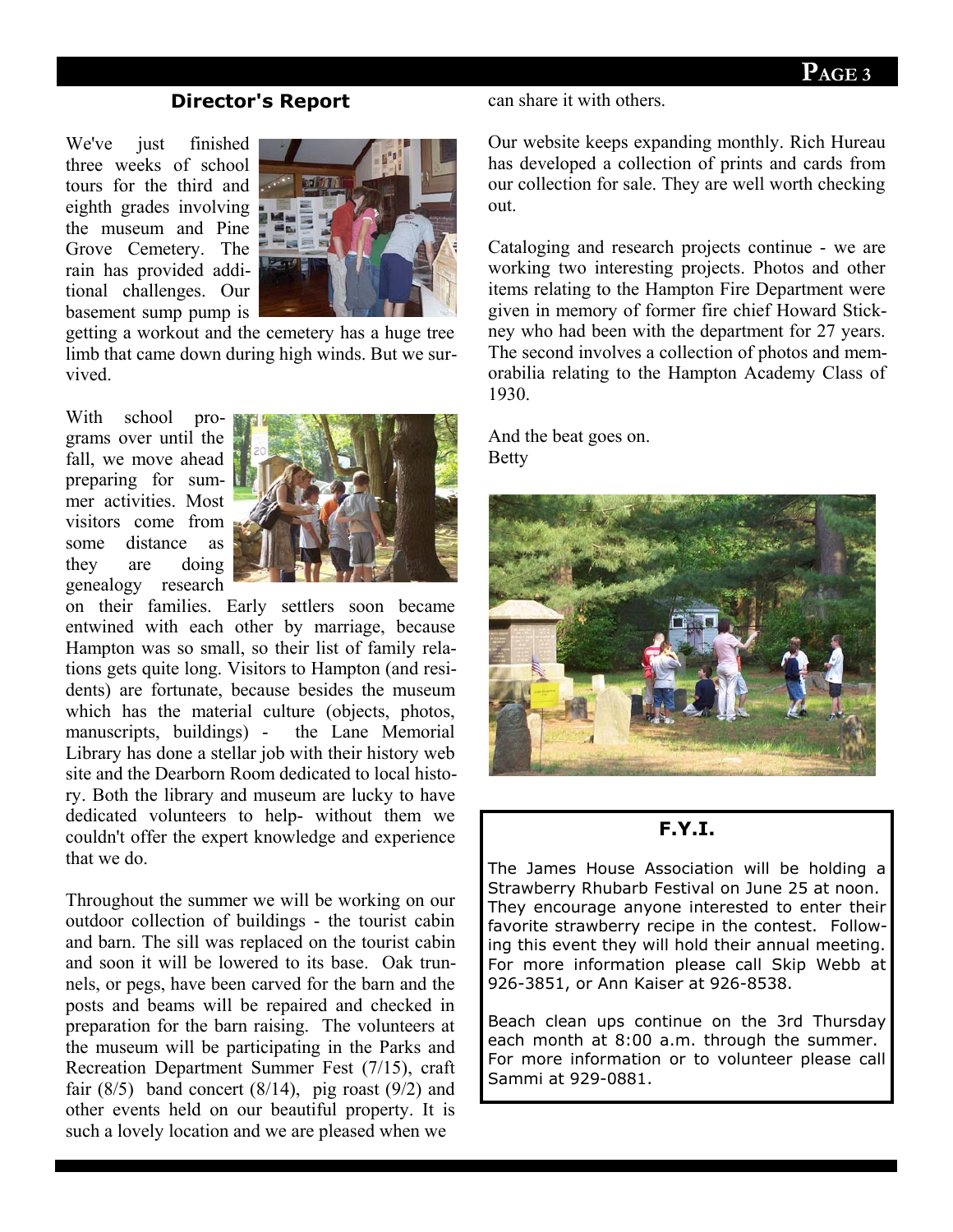## Director's Report

We've just finished three weeks of school tours for the third and eighth grades involving the museum and Pine Grove Cemetery. The rain has provided additional challenges. Our basement sump pump is getting a workout and the cemetery has a huge tree limb that came down during high winds. But we survived.

With school programs over until the fall, we move ahead preparing for summer activities. Most visitors come from some distance as they are doing genealogy research on their families. Early settlers soon became entwined with each other by marriage, because Hampton was so small, so their list of family relations gets quite long. Visitors to Hampton (and residents) are fortunate, because besides the museum which has the material culture (objects, photos, manuscripts, buildings) - the Lane Memorial Library has done a stellar job with their history web site and the Dearborn Room dedicated to local history. Both the library and museum are lucky to have dedicated volunteers to help- without them we couldn't offer the expert knowledge and experience that we do.

Throughout the summer we will be working on our outdoor collection of buildings - the tourist cabin and barn. The sill was replaced on the tourist cabin and soon it will be lowered to its base. Oak trunnels, or pegs, have been carved for the barn and the posts and beams will be repaired and checked in preparation for the barn raising. The volunteers at the museum will be participating in the Parks and Recreation Department Summer Fest (7/15), craft fair (8/5) band concert (8/14), pig roast (9/2) and other events held on our beautiful property. It is such a lovely location and we are pleased when we can share it with others.

Our website keeps expanding monthly. Rich Hureau has developed a collection of prints and cards from our collection for sale. They are well worth checking out.

Cataloging and research projects continue - we are working two interesting projects. Photos and other items relating to the Hampton Fire Department were given in memory of former fire chief Howard Stickney who had been with the department for 27 years. The second involves a collection of photos and memorabilia relating to the Hampton Academy Class of 1930.

And the beat goes on.
Betty

## F.Y.I.

The James House Association will be holding a Strawberry Rhubarb Festival on June 25 at noon. They encourage anyone interested to enter their favorite strawberry recipe in the contest. Following this event they will hold their annual meeting. For more information please call Skip Webb at 926-3851, or Ann Kaiser at 926-8538.

Beach clean ups continue on the 3rd Thursday each month at 8:00 a.m. through the summer. For more information or to volunteer please call Sammi at 929-0881.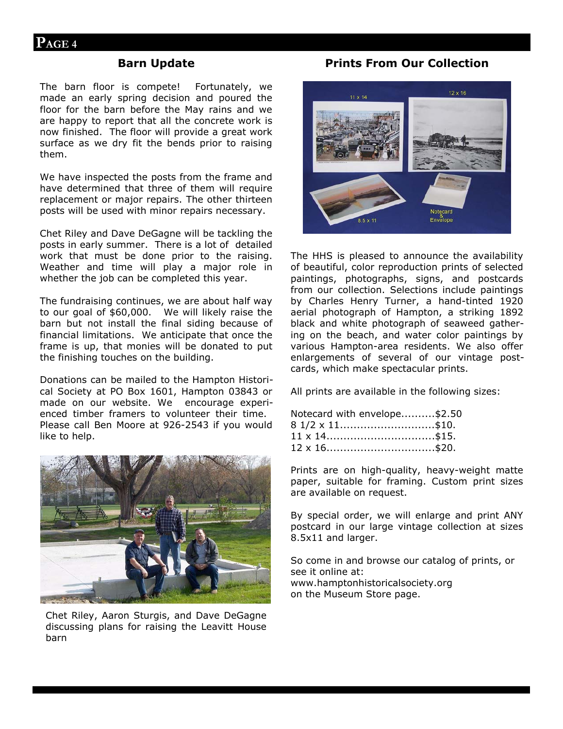## Barn Update

The barn floor is compete! Fortunately, we made an early spring decision and poured the floor for the barn before the May rains and we are happy to report that all the concrete work is now finished. The floor will provide a great work surface as we dry fit the bends prior to raising them.

We have inspected the posts from the frame and have determined that three of them will require replacement or major repairs. The other thirteen posts will be used with minor repairs necessary.

Chet Riley and Dave DeGagne will be tackling the posts in early summer. There is a lot of detailed work that must be done prior to the raising. Weather and time will play a major role in whether the job can be completed this year.

The fundraising continues, we are about half way to our goal of $60,000. We will likely raise the barn but not install the final siding because of financial limitations. We anticipate that once the frame is up, that monies will be donated to put the finishing touches on the building.

Donations can be mailed to the Hampton Historical Society at PO Box 1601, Hampton 03843 or made on our website. We encourage experienced timber framers to volunteer their time. Please call Ben Moore at 926-2543 if you would like to help.

Chet Riley, Aaron Sturgis, and Dave DeGagne discussing plans for raising the Leavitt House barn

## Prints From Our Collection

The HHS is pleased to announce the availability of beautiful, color reproduction prints of selected paintings, photographs, signs, and postcards from our collection. Selections include paintings by Charles Henry Turner, a hand-tinted 1920 aerial photograph of Hampton, a striking 1892 black and white photograph of seaweed gathering on the beach, and water color paintings by various Hampton-area residents. We also offer enlargements of several of our vintage postcards, which make spectacular prints.

All prints are available in the following sizes:

Notecard with envelope..........$2.50
8 1/2 x 11............................$10.
11 x 14...............................$15.
12 x 16...............................$20.

Prints are on high-quality, heavy-weight matte paper, suitable for framing. Custom print sizes are available on request.

By special order, we will enlarge and print ANY postcard in our large vintage collection at sizes 8.5x11 and larger.

So come in and browse our catalog of prints, or see it online at:
www.hamptonhistoricalsociety.org
on the Museum Store page.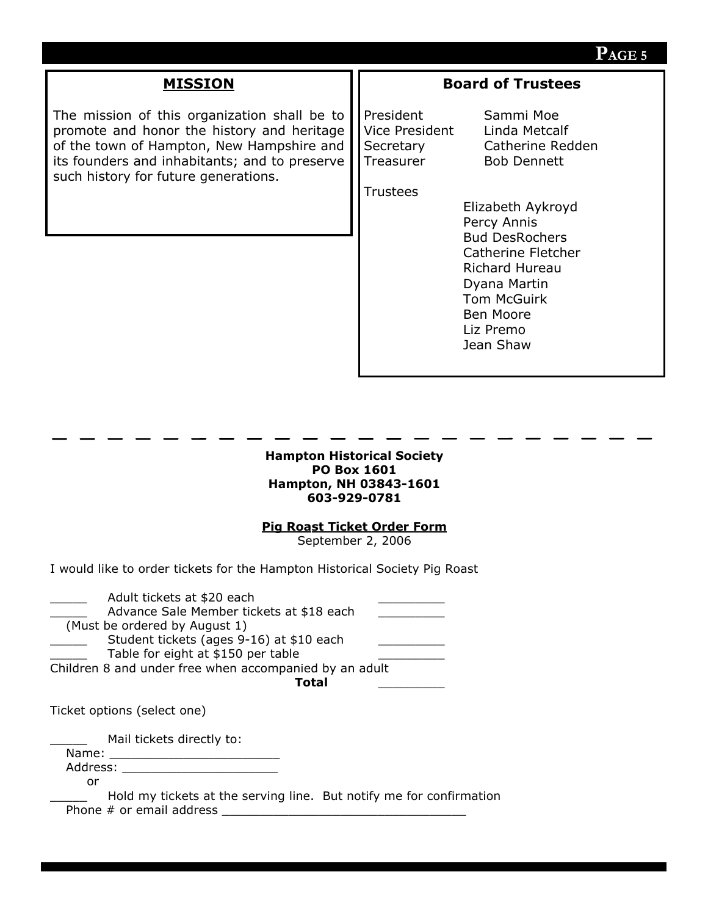## MISSION

The mission of this organization shall be to promote and honor the history and heritage of the town of Hampton, New Hampshire and its founders and inhabitants; and to preserve such history for future generations.

## Board of Trustees

| | |
|---|---|
| President | Sammi Moe |
| Vice President | Linda Metcalf |
| Secretary | Catherine Redden |
| Treasurer | Bob Dennett |

Trustees

- Elizabeth Aykroyd
- Percy Annis
- Bud DesRochers
- Catherine Fletcher
- Richard Hureau
- Dyana Martin
- Tom McGuirk
- Ben Moore
- Liz Premo
- Jean Shaw

---

**Hampton Historical Society**
**PO Box 1601**
**Hampton, NH 03843-1601**
**603-929-0781**

**Pig Roast Ticket Order Form**
September 2, 2006

I would like to order tickets for the Hampton Historical Society Pig Roast

_____ Adult tickets at $20 each _________
_____ Advance Sale Member tickets at $18 each _________
(Must be ordered by August 1)
_____ Student tickets (ages 9-16) at $10 each _________
_____ Table for eight at $150 per table _________
Children 8 and under free when accompanied by an adult
**Total** _________

Ticket options (select one)

_____ Mail tickets directly to:
Name: ______________________
Address: ____________________
or
_____ Hold my tickets at the serving line. But notify me for confirmation
Phone # or email address _________________________________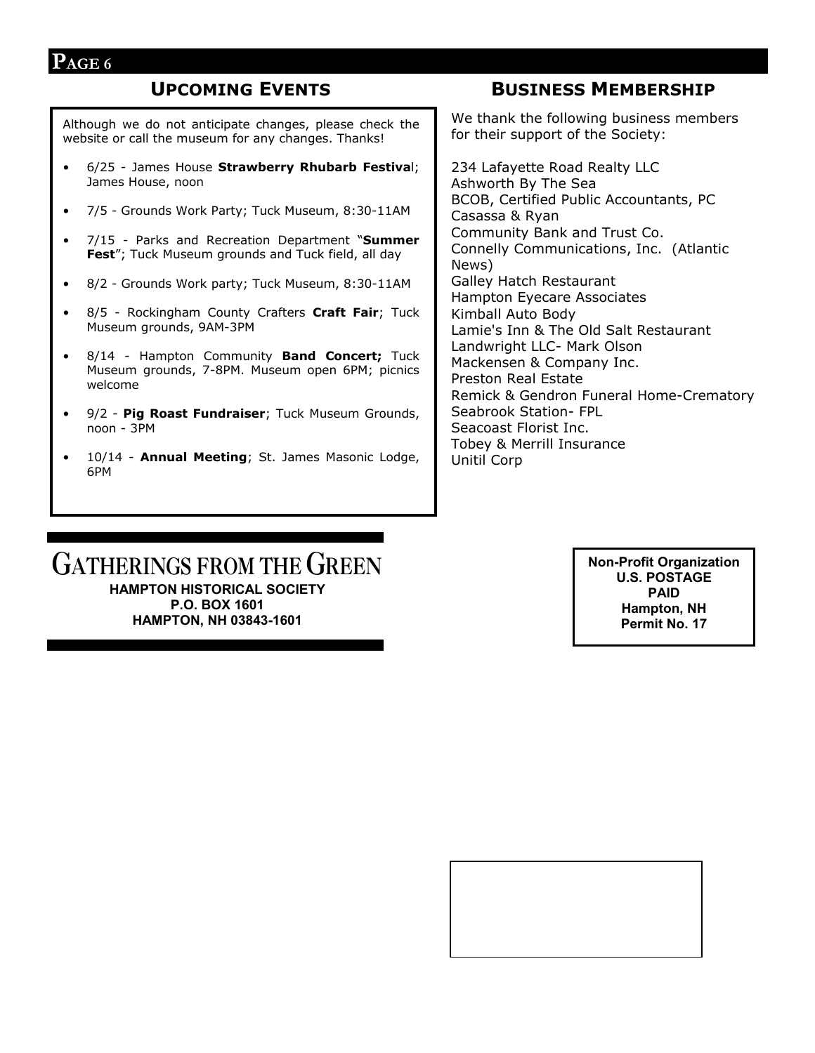## Upcoming Events

Although we do not anticipate changes, please check the website or call the museum for any changes. Thanks!

- 6/25 - James House **Strawberry Rhubarb Festiva**l; James House, noon
- 7/5 - Grounds Work Party; Tuck Museum, 8:30-11AM
- 7/15 - Parks and Recreation Department "**Summer Fest**"; Tuck Museum grounds and Tuck field, all day
- 8/2 - Grounds Work party; Tuck Museum, 8:30-11AM
- 8/5 - Rockingham County Crafters **Craft Fair**; Tuck Museum grounds, 9AM-3PM
- 8/14 - Hampton Community **Band Concert;** Tuck Museum grounds, 7-8PM. Museum open 6PM; picnics welcome
- 9/2 - **Pig Roast Fundraiser**; Tuck Museum Grounds, noon - 3PM
- 10/14 - **Annual Meeting**; St. James Masonic Lodge, 6PM

## Business Membership

We thank the following business members for their support of the Society:

234 Lafayette Road Realty LLC
Ashworth By The Sea
BCOB, Certified Public Accountants, PC
Casassa & Ryan
Community Bank and Trust Co.
Connelly Communications, Inc. (Atlantic News)
Galley Hatch Restaurant
Hampton Eyecare Associates
Kimball Auto Body
Lamie's Inn & The Old Salt Restaurant
Landwright LLC- Mark Olson
Mackensen & Company Inc.
Preston Real Estate
Remick & Gendron Funeral Home-Crematory
Seabrook Station- FPL
Seacoast Florist Inc.
Tobey & Merrill Insurance
Unitil Corp

# Gatherings from the Green

**HAMPTON HISTORICAL SOCIETY**
**P.O. BOX 1601**
**HAMPTON, NH 03843-1601**

**Non-Profit Organization**
**U.S. POSTAGE**
**PAID**
**Hampton, NH**
**Permit No. 17**